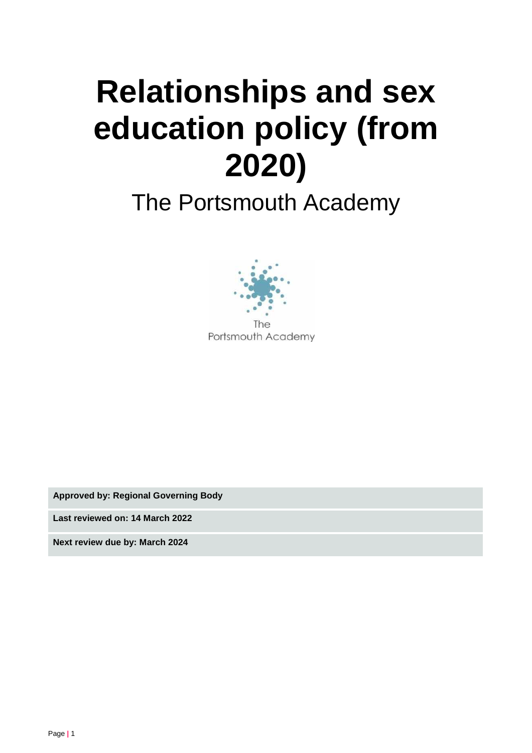# Relationships and sex education policy (from 2020)

The Portsmouth Academy

| Approved by: Regional Governing Body |
|---|
| Last reviewed on: 14 March 2022 |
| Next review due by: March 2024 |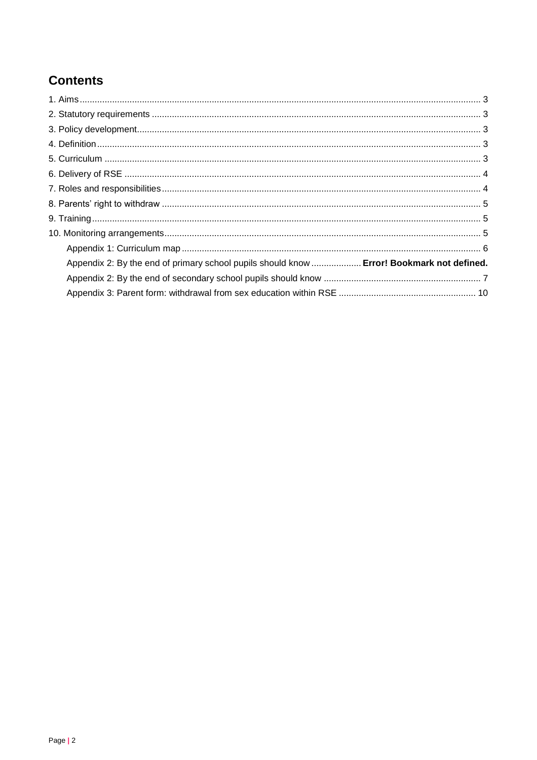## Contents

1. Aims ... 3
2. Statutory requirements ... 3
3. Policy development ... 3
4. Definition ... 3
5. Curriculum ... 3
6. Delivery of RSE ... 4
7. Roles and responsibilities ... 4
8. Parents' right to withdraw ... 5
9. Training ... 5
10. Monitoring arrangements ... 5
    - Appendix 1: Curriculum map ... 6
    - Appendix 2: By the end of primary school pupils should know ... **Error! Bookmark not defined.**
    - Appendix 2: By the end of secondary school pupils should know ... 7
    - Appendix 3: Parent form: withdrawal from sex education within RSE ... 10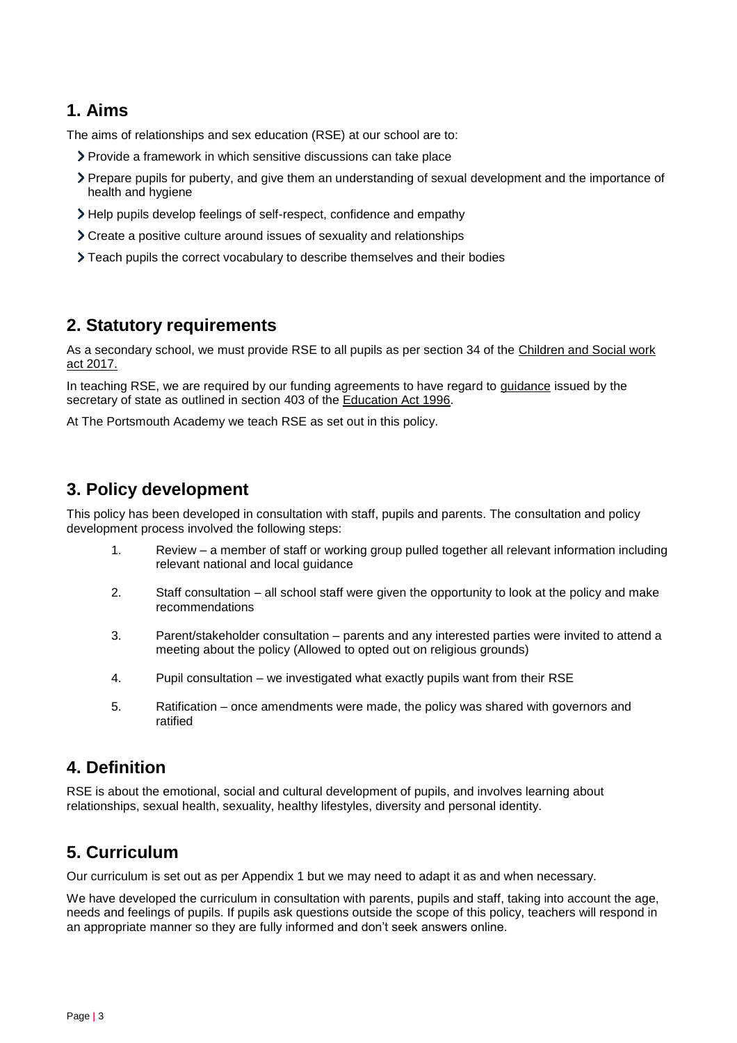## 1. Aims

The aims of relationships and sex education (RSE) at our school are to:

- Provide a framework in which sensitive discussions can take place
- Prepare pupils for puberty, and give them an understanding of sexual development and the importance of health and hygiene
- Help pupils develop feelings of self-respect, confidence and empathy
- Create a positive culture around issues of sexuality and relationships
- Teach pupils the correct vocabulary to describe themselves and their bodies

## 2. Statutory requirements

As a secondary school, we must provide RSE to all pupils as per section 34 of the Children and Social work act 2017.

In teaching RSE, we are required by our funding agreements to have regard to guidance issued by the secretary of state as outlined in section 403 of the Education Act 1996.

At The Portsmouth Academy we teach RSE as set out in this policy.

## 3. Policy development

This policy has been developed in consultation with staff, pupils and parents. The consultation and policy development process involved the following steps:

1. Review – a member of staff or working group pulled together all relevant information including relevant national and local guidance
2. Staff consultation – all school staff were given the opportunity to look at the policy and make recommendations
3. Parent/stakeholder consultation – parents and any interested parties were invited to attend a meeting about the policy (Allowed to opted out on religious grounds)
4. Pupil consultation – we investigated what exactly pupils want from their RSE
5. Ratification – once amendments were made, the policy was shared with governors and ratified

## 4. Definition

RSE is about the emotional, social and cultural development of pupils, and involves learning about relationships, sexual health, sexuality, healthy lifestyles, diversity and personal identity.

## 5. Curriculum

Our curriculum is set out as per Appendix 1 but we may need to adapt it as and when necessary.

We have developed the curriculum in consultation with parents, pupils and staff, taking into account the age, needs and feelings of pupils. If pupils ask questions outside the scope of this policy, teachers will respond in an appropriate manner so they are fully informed and don't seek answers online.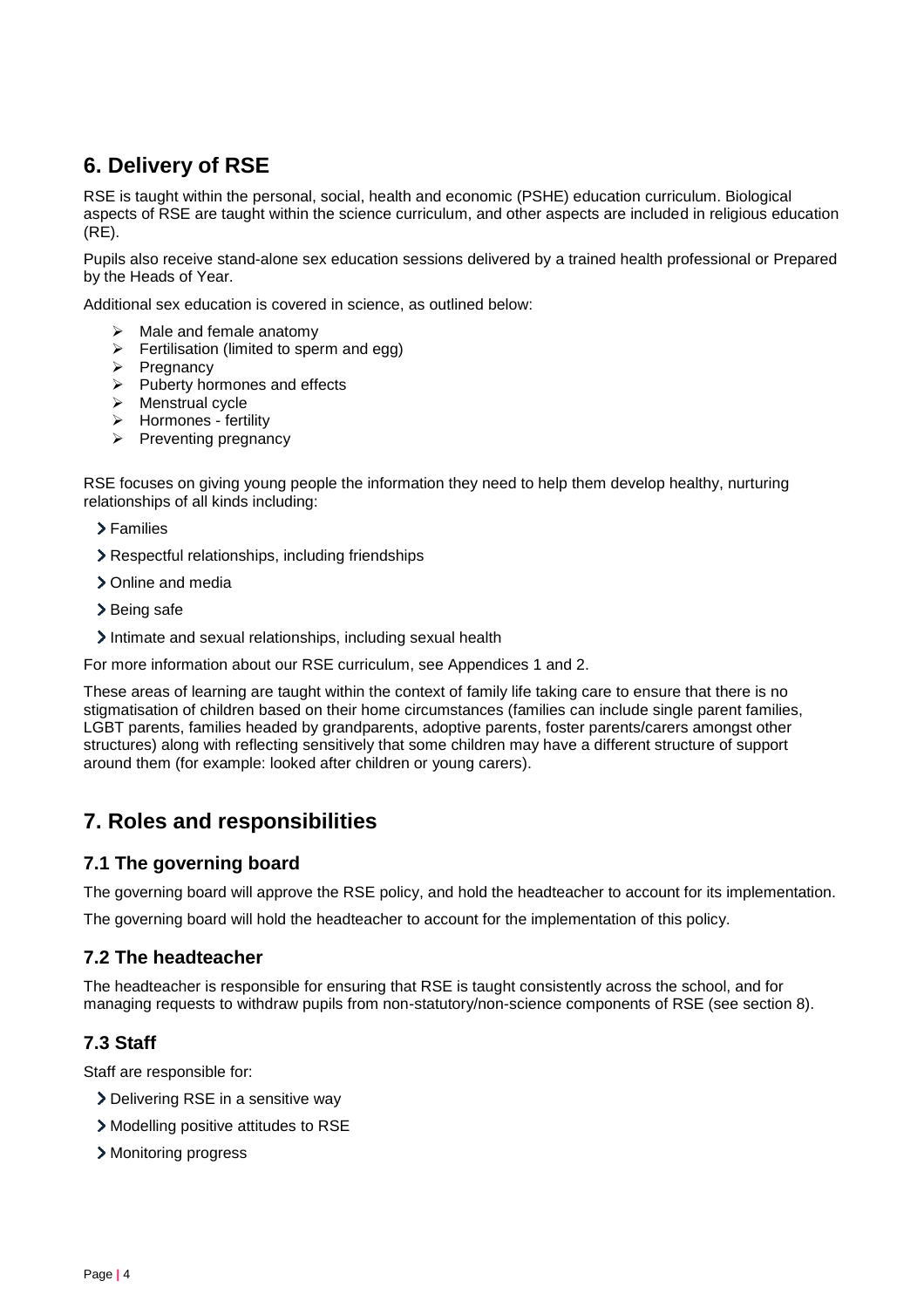## 6. Delivery of RSE

RSE is taught within the personal, social, health and economic (PSHE) education curriculum. Biological aspects of RSE are taught within the science curriculum, and other aspects are included in religious education (RE).

Pupils also receive stand-alone sex education sessions delivered by a trained health professional or Prepared by the Heads of Year.

Additional sex education is covered in science, as outlined below:

- Male and female anatomy
- Fertilisation (limited to sperm and egg)
- Pregnancy
- Puberty hormones and effects
- Menstrual cycle
- Hormones - fertility
- Preventing pregnancy

RSE focuses on giving young people the information they need to help them develop healthy, nurturing relationships of all kinds including:

- Families
- Respectful relationships, including friendships
- Online and media
- Being safe
- Intimate and sexual relationships, including sexual health

For more information about our RSE curriculum, see Appendices 1 and 2.

These areas of learning are taught within the context of family life taking care to ensure that there is no stigmatisation of children based on their home circumstances (families can include single parent families, LGBT parents, families headed by grandparents, adoptive parents, foster parents/carers amongst other structures) along with reflecting sensitively that some children may have a different structure of support around them (for example: looked after children or young carers).

## 7. Roles and responsibilities

### 7.1 The governing board

The governing board will approve the RSE policy, and hold the headteacher to account for its implementation.

The governing board will hold the headteacher to account for the implementation of this policy.

### 7.2 The headteacher

The headteacher is responsible for ensuring that RSE is taught consistently across the school, and for managing requests to withdraw pupils from non-statutory/non-science components of RSE (see section 8).

### 7.3 Staff

Staff are responsible for:

- Delivering RSE in a sensitive way
- Modelling positive attitudes to RSE
- Monitoring progress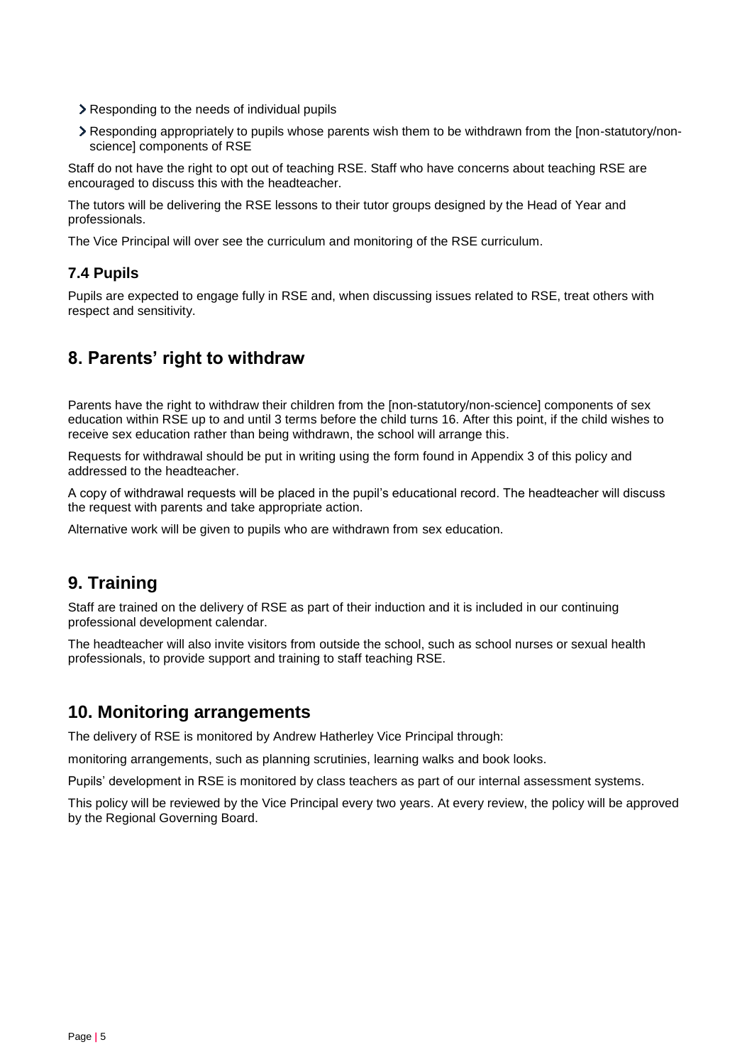- Responding to the needs of individual pupils
- Responding appropriately to pupils whose parents wish them to be withdrawn from the [non-statutory/non-science] components of RSE

Staff do not have the right to opt out of teaching RSE. Staff who have concerns about teaching RSE are encouraged to discuss this with the headteacher.

The tutors will be delivering the RSE lessons to their tutor groups designed by the Head of Year and professionals.

The Vice Principal will over see the curriculum and monitoring of the RSE curriculum.

### 7.4 Pupils

Pupils are expected to engage fully in RSE and, when discussing issues related to RSE, treat others with respect and sensitivity.

## 8. Parents' right to withdraw

Parents have the right to withdraw their children from the [non-statutory/non-science] components of sex education within RSE up to and until 3 terms before the child turns 16. After this point, if the child wishes to receive sex education rather than being withdrawn, the school will arrange this.

Requests for withdrawal should be put in writing using the form found in Appendix 3 of this policy and addressed to the headteacher.

A copy of withdrawal requests will be placed in the pupil's educational record. The headteacher will discuss the request with parents and take appropriate action.

Alternative work will be given to pupils who are withdrawn from sex education.

## 9. Training

Staff are trained on the delivery of RSE as part of their induction and it is included in our continuing professional development calendar.

The headteacher will also invite visitors from outside the school, such as school nurses or sexual health professionals, to provide support and training to staff teaching RSE.

## 10. Monitoring arrangements

The delivery of RSE is monitored by Andrew Hatherley Vice Principal through:

monitoring arrangements, such as planning scrutinies, learning walks and book looks.

Pupils' development in RSE is monitored by class teachers as part of our internal assessment systems.

This policy will be reviewed by the Vice Principal every two years. At every review, the policy will be approved by the Regional Governing Board.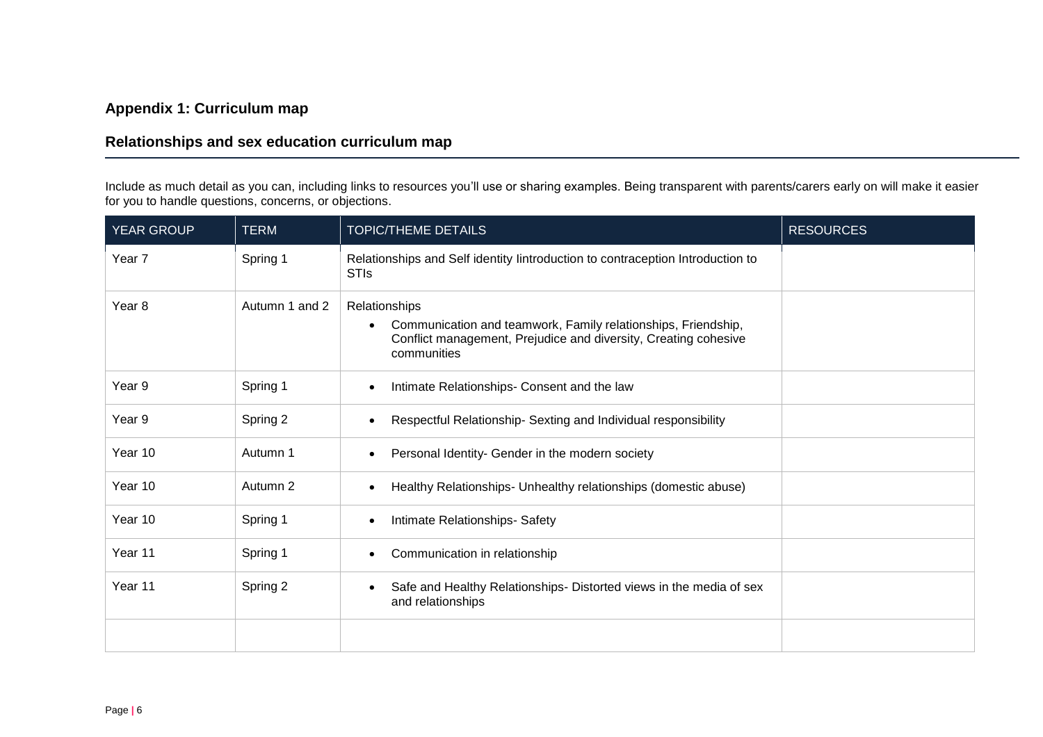## Appendix 1: Curriculum map

## Relationships and sex education curriculum map

Include as much detail as you can, including links to resources you'll use or sharing examples. Being transparent with parents/carers early on will make it easier for you to handle questions, concerns, or objections.

| YEAR GROUP | TERM | TOPIC/THEME DETAILS | RESOURCES |
|---|---|---|---|
| Year 7 | Spring 1 | Relationships and Self identity Iintroduction to contraception Introduction to STIs | |
| Year 8 | Autumn 1 and 2 | Relationships<br>• Communication and teamwork, Family relationships, Friendship, Conflict management, Prejudice and diversity, Creating cohesive communities | |
| Year 9 | Spring 1 | • Intimate Relationships- Consent and the law | |
| Year 9 | Spring 2 | • Respectful Relationship- Sexting and Individual responsibility | |
| Year 10 | Autumn 1 | • Personal Identity- Gender in the modern society | |
| Year 10 | Autumn 2 | • Healthy Relationships- Unhealthy relationships (domestic abuse) | |
| Year 10 | Spring 1 | • Intimate Relationships- Safety | |
| Year 11 | Spring 1 | • Communication in relationship | |
| Year 11 | Spring 2 | • Safe and Healthy Relationships- Distorted views in the media of sex and relationships | |
| | | | |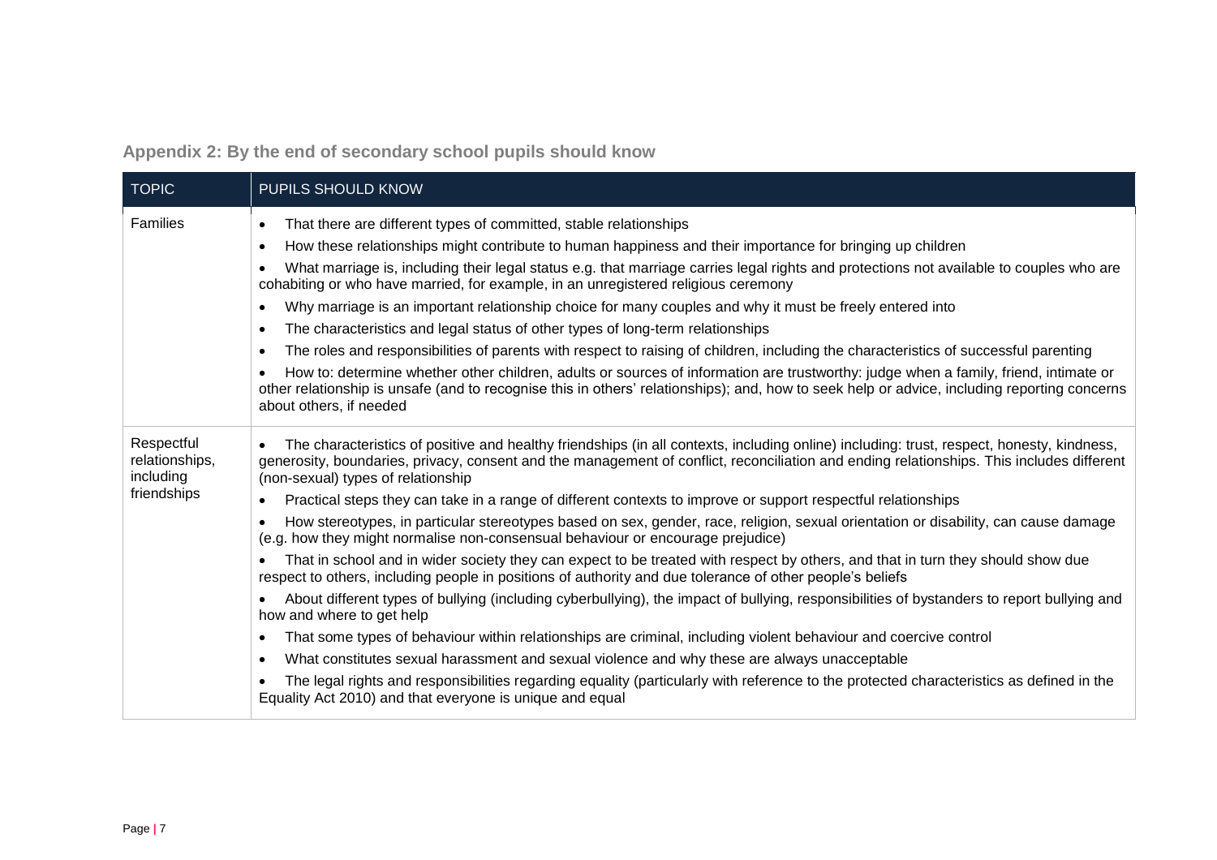## Appendix 2: By the end of secondary school pupils should know

| TOPIC | PUPILS SHOULD KNOW |
|---|---|
| Families | • That there are different types of committed, stable relationships<br>• How these relationships might contribute to human happiness and their importance for bringing up children<br>• What marriage is, including their legal status e.g. that marriage carries legal rights and protections not available to couples who are cohabiting or who have married, for example, in an unregistered religious ceremony<br>• Why marriage is an important relationship choice for many couples and why it must be freely entered into<br>• The characteristics and legal status of other types of long-term relationships<br>• The roles and responsibilities of parents with respect to raising of children, including the characteristics of successful parenting<br>• How to: determine whether other children, adults or sources of information are trustworthy: judge when a family, friend, intimate or other relationship is unsafe (and to recognise this in others' relationships); and, how to seek help or advice, including reporting concerns about others, if needed |
| Respectful relationships, including friendships | • The characteristics of positive and healthy friendships (in all contexts, including online) including: trust, respect, honesty, kindness, generosity, boundaries, privacy, consent and the management of conflict, reconciliation and ending relationships. This includes different (non-sexual) types of relationship<br>• Practical steps they can take in a range of different contexts to improve or support respectful relationships<br>• How stereotypes, in particular stereotypes based on sex, gender, race, religion, sexual orientation or disability, can cause damage (e.g. how they might normalise non-consensual behaviour or encourage prejudice)<br>• That in school and in wider society they can expect to be treated with respect by others, and that in turn they should show due respect to others, including people in positions of authority and due tolerance of other people's beliefs<br>• About different types of bullying (including cyberbullying), the impact of bullying, responsibilities of bystanders to report bullying and how and where to get help<br>• That some types of behaviour within relationships are criminal, including violent behaviour and coercive control<br>• What constitutes sexual harassment and sexual violence and why these are always unacceptable<br>• The legal rights and responsibilities regarding equality (particularly with reference to the protected characteristics as defined in the Equality Act 2010) and that everyone is unique and equal |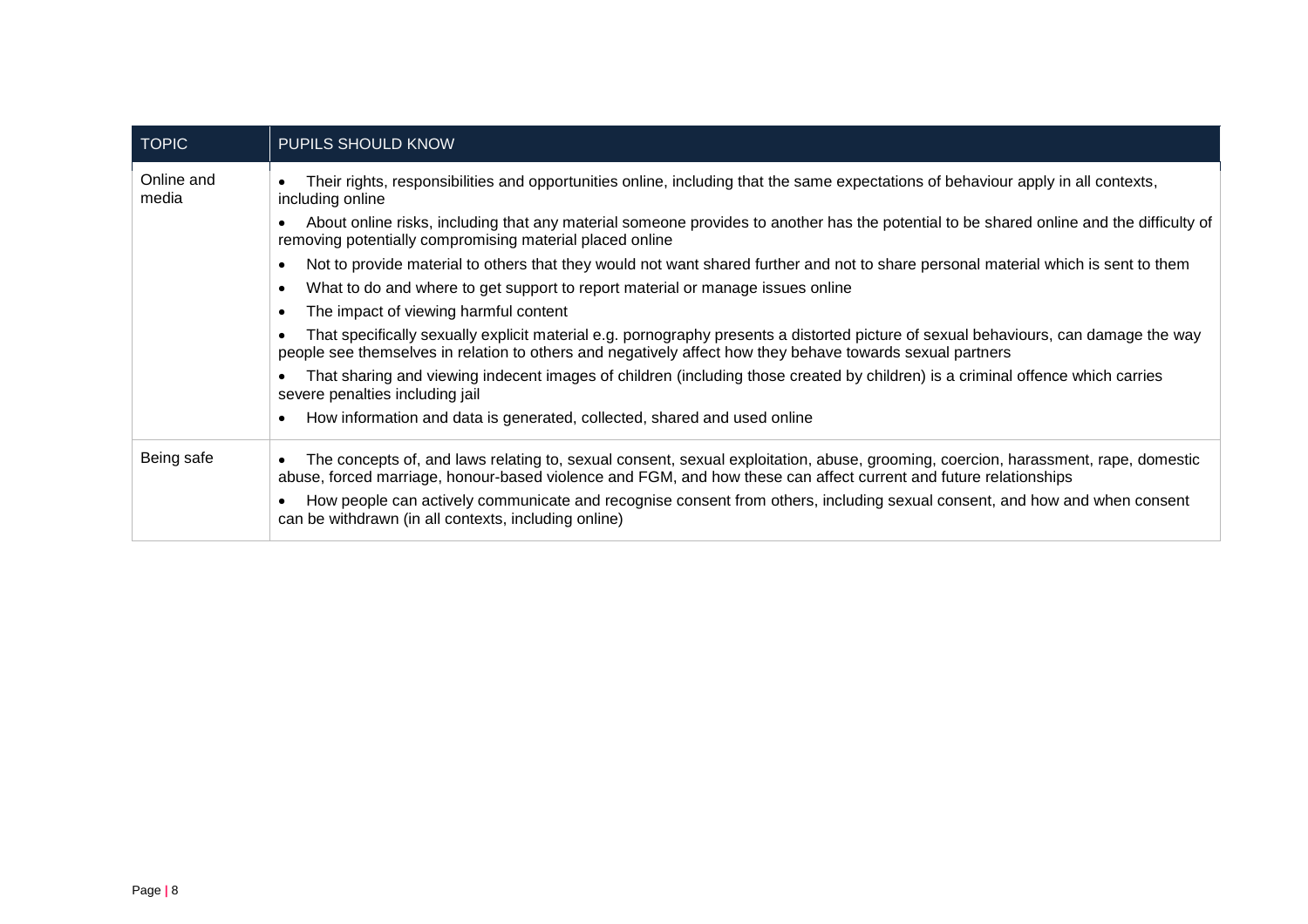| TOPIC | PUPILS SHOULD KNOW |
|---|---|
| Online and media | • Their rights, responsibilities and opportunities online, including that the same expectations of behaviour apply in all contexts, including online<br>• About online risks, including that any material someone provides to another has the potential to be shared online and the difficulty of removing potentially compromising material placed online<br>• Not to provide material to others that they would not want shared further and not to share personal material which is sent to them<br>• What to do and where to get support to report material or manage issues online<br>• The impact of viewing harmful content<br>• That specifically sexually explicit material e.g. pornography presents a distorted picture of sexual behaviours, can damage the way people see themselves in relation to others and negatively affect how they behave towards sexual partners<br>• That sharing and viewing indecent images of children (including those created by children) is a criminal offence which carries severe penalties including jail<br>• How information and data is generated, collected, shared and used online |
| Being safe | • The concepts of, and laws relating to, sexual consent, sexual exploitation, abuse, grooming, coercion, harassment, rape, domestic abuse, forced marriage, honour-based violence and FGM, and how these can affect current and future relationships<br>• How people can actively communicate and recognise consent from others, including sexual consent, and how and when consent can be withdrawn (in all contexts, including online) |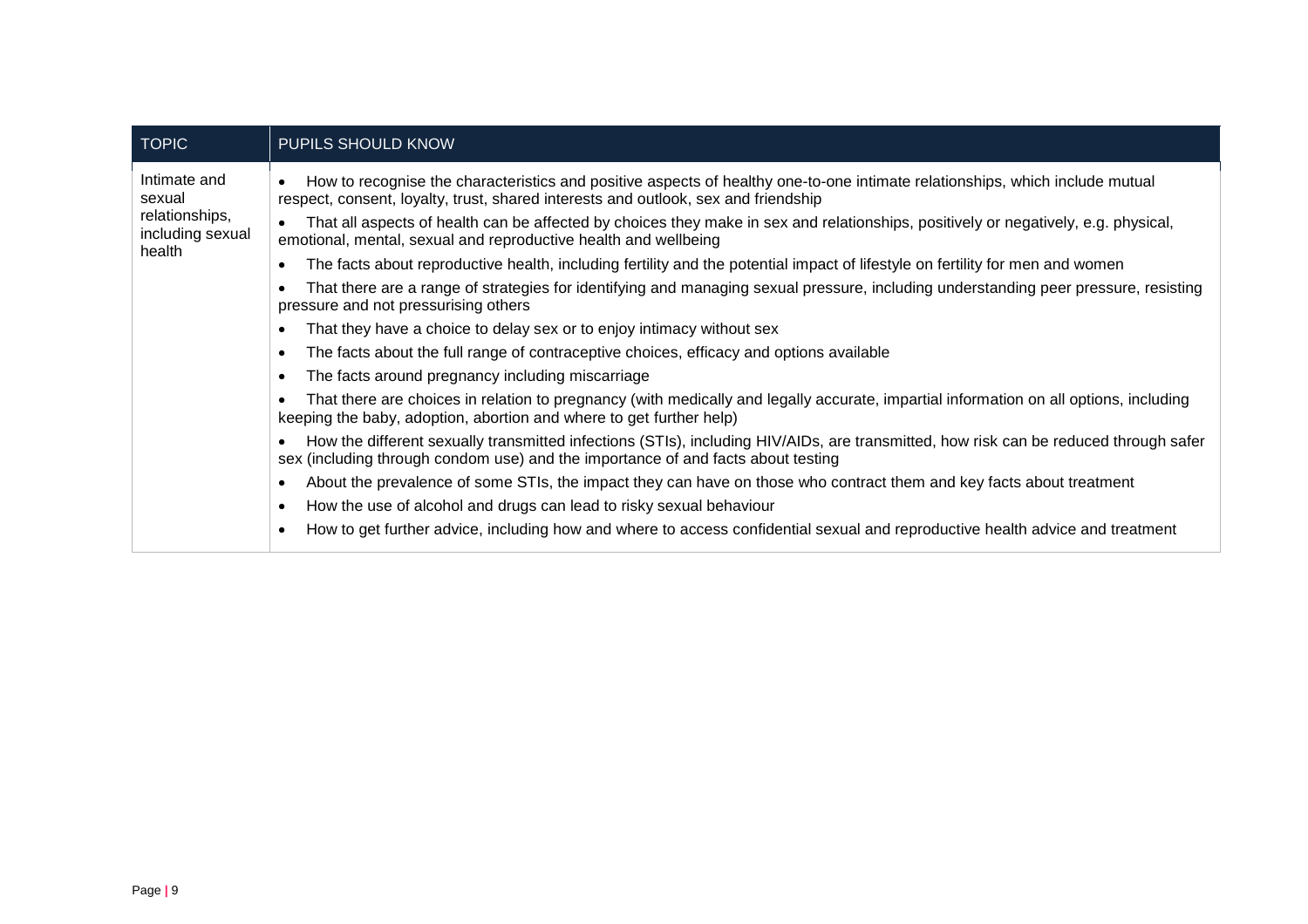| TOPIC | PUPILS SHOULD KNOW |
|---|---|
| Intimate and sexual relationships, including sexual health | • How to recognise the characteristics and positive aspects of healthy one-to-one intimate relationships, which include mutual respect, consent, loyalty, trust, shared interests and outlook, sex and friendship<br>• That all aspects of health can be affected by choices they make in sex and relationships, positively or negatively, e.g. physical, emotional, mental, sexual and reproductive health and wellbeing<br>• The facts about reproductive health, including fertility and the potential impact of lifestyle on fertility for men and women<br>• That there are a range of strategies for identifying and managing sexual pressure, including understanding peer pressure, resisting pressure and not pressurising others<br>• That they have a choice to delay sex or to enjoy intimacy without sex<br>• The facts about the full range of contraceptive choices, efficacy and options available<br>• The facts around pregnancy including miscarriage<br>• That there are choices in relation to pregnancy (with medically and legally accurate, impartial information on all options, including keeping the baby, adoption, abortion and where to get further help)<br>• How the different sexually transmitted infections (STIs), including HIV/AIDs, are transmitted, how risk can be reduced through safer sex (including through condom use) and the importance of and facts about testing<br>• About the prevalence of some STIs, the impact they can have on those who contract them and key facts about treatment<br>• How the use of alcohol and drugs can lead to risky sexual behaviour<br>• How to get further advice, including how and where to access confidential sexual and reproductive health advice and treatment |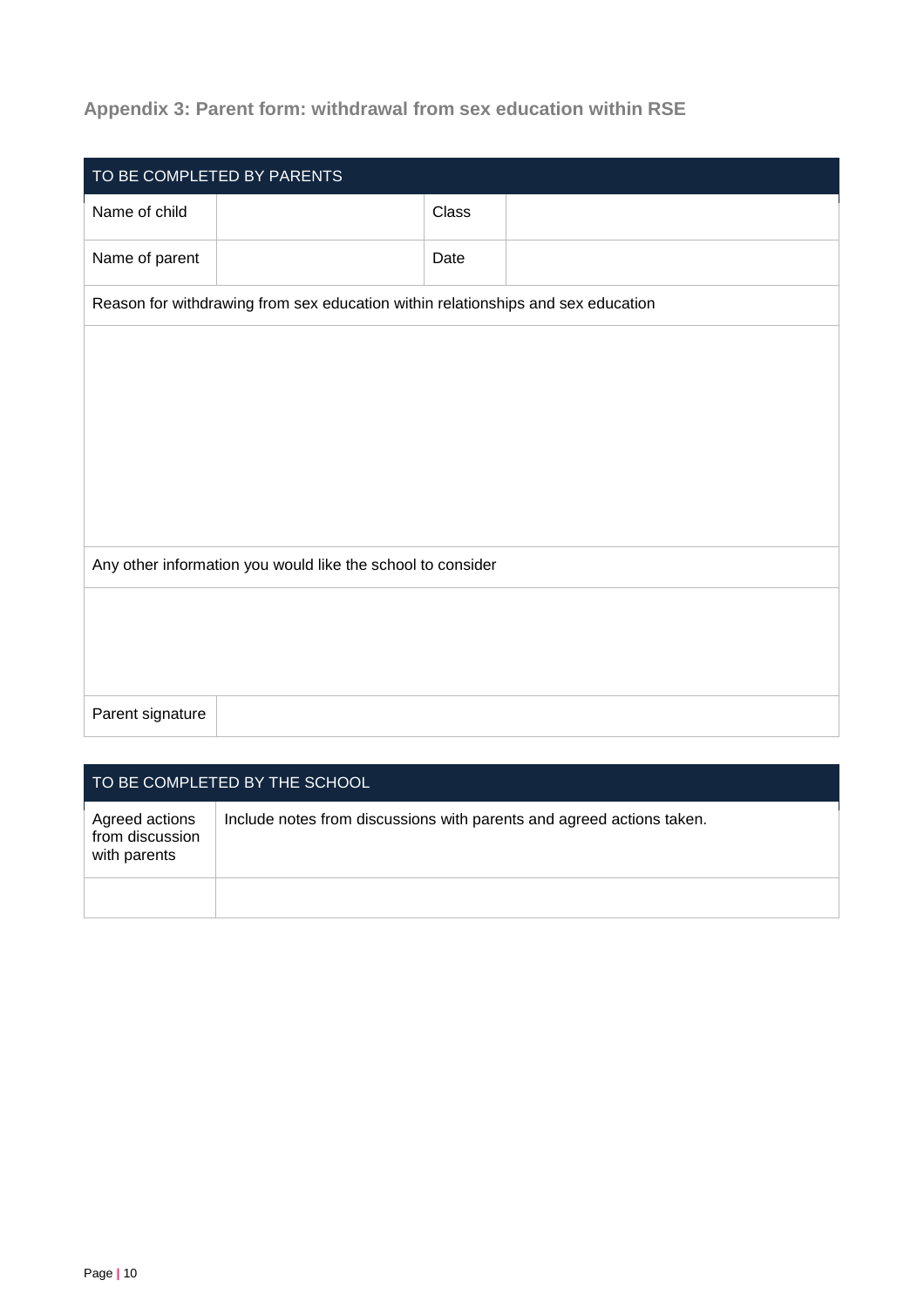## Appendix 3: Parent form: withdrawal from sex education within RSE

| TO BE COMPLETED BY PARENTS | | | |
|---|---|---|---|
| Name of child | | Class | |
| Name of parent | | Date | |
| Reason for withdrawing from sex education within relationships and sex education | | | |
| | | | |
| Any other information you would like the school to consider | | | |
| | | | |
| Parent signature | | | |

| TO BE COMPLETED BY THE SCHOOL | |
|---|---|
| Agreed actions from discussion with parents | Include notes from discussions with parents and agreed actions taken. |
| | |